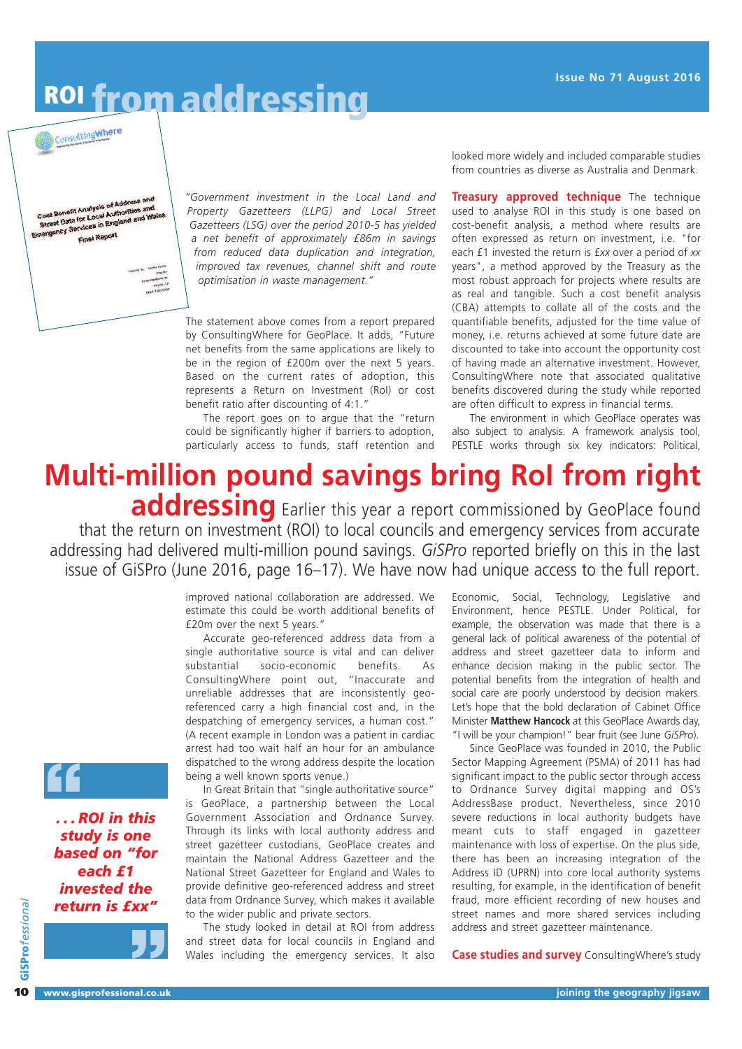# ROI from addressing

# Multi-million pound savings bring RoI from right addressing

Earlier this year a report commissioned by GeoPlace found that the return on investment (ROI) to local councils and emergency services from accurate addressing had delivered multi-million pound savings. *GiSPro* reported briefly on this in the last issue of GiSPro (June 2016, page 16–17). We have now had unique access to the full report.

*"Government investment in the Local Land and Property Gazetteers (LLPG) and Local Street Gazetteers (LSG) over the period 2010-5 has yielded a net benefit of approximately £86m in savings from reduced data duplication and integration, improved tax revenues, channel shift and route optimisation in waste management."*

The statement above comes from a report prepared by ConsultingWhere for GeoPlace. It adds, "Future net benefits from the same applications are likely to be in the region of £200m over the next 5 years. Based on the current rates of adoption, this represents a Return on Investment (RoI) or cost benefit ratio after discounting of 4:1."

The report goes on to argue that the "return could be significantly higher if barriers to adoption, particularly access to funds, staff retention and improved national collaboration are addressed. We estimate this could be worth additional benefits of £20m over the next 5 years."

Accurate geo-referenced address data from a single authoritative source is vital and can deliver substantial socio-economic benefits. As ConsultingWhere point out, "Inaccurate and unreliable addresses that are inconsistently geo-referenced carry a high financial cost and, in the despatching of emergency services, a human cost." (A recent example in London was a patient in cardiac arrest had too wait half an hour for an ambulance dispatched to the wrong address despite the location being a well known sports venue.)

In Great Britain that "single authoritative source" is GeoPlace, a partnership between the Local Government Association and Ordnance Survey. Through its links with local authority address and street gazetteer custodians, GeoPlace creates and maintain the National Address Gazetteer and the National Street Gazetteer for England and Wales to provide definitive geo-referenced address and street data from Ordnance Survey, which makes it available to the wider public and private sectors.

The study looked in detail at ROI from address and street data for local councils in England and Wales including the emergency services. It also looked more widely and included comparable studies from countries as diverse as Australia and Denmark.

> *. . . ROI in this study is one based on "for each £1 invested the return is £xx"*

**Treasury approved technique** The technique used to analyse ROI in this study is one based on cost-benefit analysis, a method where results are often expressed as return on investment, i.e. "for each £1 invested the return is £*xx* over a period of *xx* years", a method approved by the Treasury as the most robust approach for projects where results are as real and tangible. Such a cost benefit analysis (CBA) attempts to collate all of the costs and the quantifiable benefits, adjusted for the time value of money, i.e. returns achieved at some future date are discounted to take into account the opportunity cost of having made an alternative investment. However, ConsultingWhere note that associated qualitative benefits discovered during the study while reported are often difficult to express in financial terms.

The environment in which GeoPlace operates was also subject to analysis. A framework analysis tool, PESTLE works through six key indicators: Political, Economic, Social, Technology, Legislative and Environment, hence PESTLE. Under Political, for example, the observation was made that there is a general lack of political awareness of the potential of address and street gazetteer data to inform and enhance decision making in the public sector. The potential benefits from the integration of health and social care are poorly understood by decision makers. Let's hope that the bold declaration of Cabinet Office Minister **Matthew Hancock** at this GeoPlace Awards day, "I will be your champion!" bear fruit (see June *GiSPro*).

Since GeoPlace was founded in 2010, the Public Sector Mapping Agreement (PSMA) of 2011 has had significant impact to the public sector through access to Ordnance Survey digital mapping and OS's AddressBase product. Nevertheless, since 2010 severe reductions in local authority budgets have meant cuts to staff engaged in gazetteer maintenance with loss of expertise. On the plus side, there has been an increasing integration of the Address ID (UPRN) into core local authority systems resulting, for example, in the identification of benefit fraud, more efficient recording of new houses and street names and more shared services including address and street gazetteer maintenance.

**Case studies and survey** ConsultingWhere's study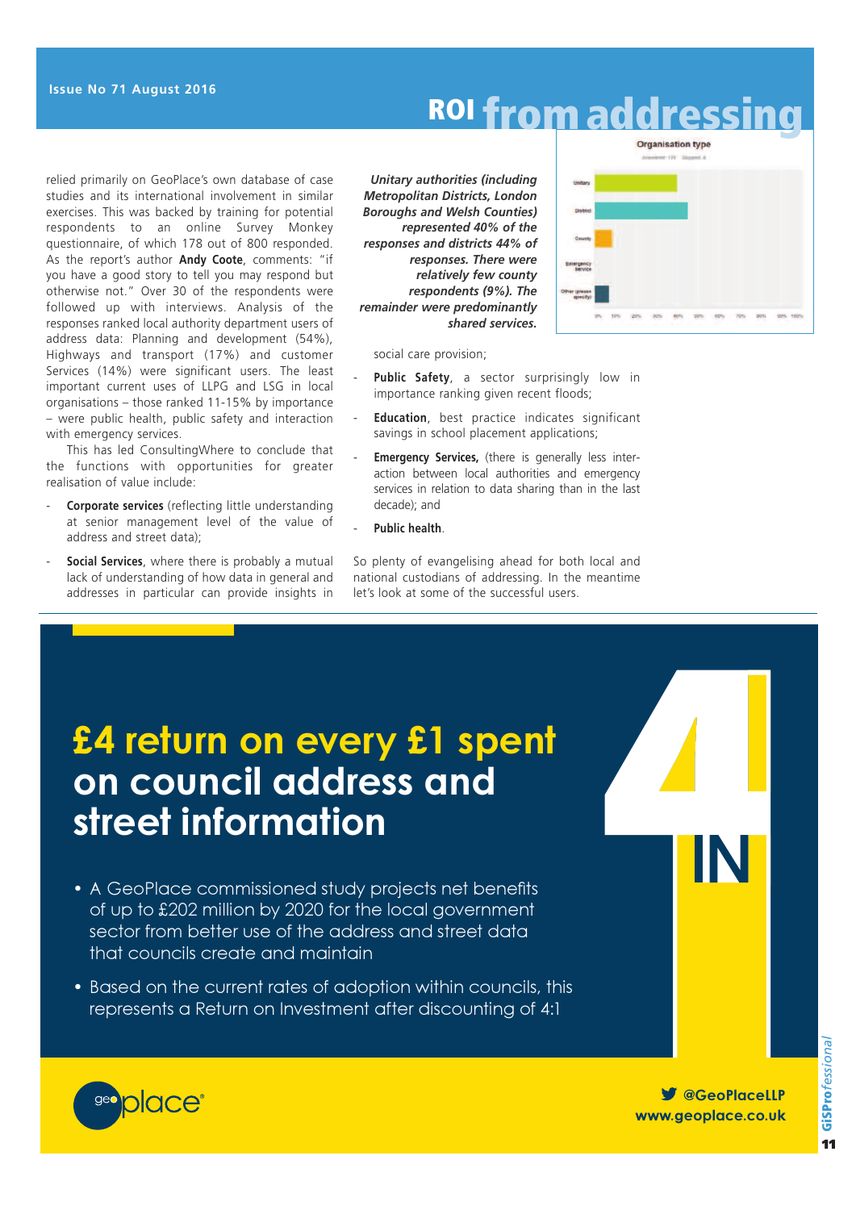# ROI from addressing

relied primarily on GeoPlace's own database of case studies and its international involvement in similar exercises. This was backed by training for potential respondents to an online Survey Monkey questionnaire, of which 178 out of 800 responded. As the report's author **Andy Coote**, comments: "if you have a good story to tell you may respond but otherwise not." Over 30 of the respondents were followed up with interviews. Analysis of the responses ranked local authority department users of address data: Planning and development (54%), Highways and transport (17%) and customer Services (14%) were significant users. The least important current uses of LLPG and LSG in local organisations – those ranked 11-15% by importance – were public health, public safety and interaction with emergency services.

This has led ConsultingWhere to conclude that the functions with opportunities for greater realisation of value include:

- **Corporate services** (reflecting little understanding at senior management level of the value of address and street data);
- **Social Services**, where there is probably a mutual lack of understanding of how data in general and addresses in particular can provide insights in social care provision;
- **Public Safety**, a sector surprisingly low in importance ranking given recent floods;
- **Education**, best practice indicates significant savings in school placement applications;
- **Emergency Services,** (there is generally less interaction between local authorities and emergency services in relation to data sharing than in the last decade); and
- **Public health**.

So plenty of evangelising ahead for both local and national custodians of addressing. In the meantime let's look at some of the successful users.

***Unitary authorities (including Metropolitan Districts, London Boroughs and Welsh Counties) represented 40% of the responses and districts 44% of responses. There were relatively few county respondents (9%). The remainder were predominantly shared services.***

**Organisation type**

## £4 return on every £1 spent on council address and street information

- A GeoPlace commissioned study projects net benefits of up to £202 million by 2020 for the local government sector from better use of the address and street data that councils create and maintain
- Based on the current rates of adoption within councils, this represents a Return on Investment after discounting of 4:1

4 IN

geoplace®

@GeoPlaceLLP
www.geoplace.co.uk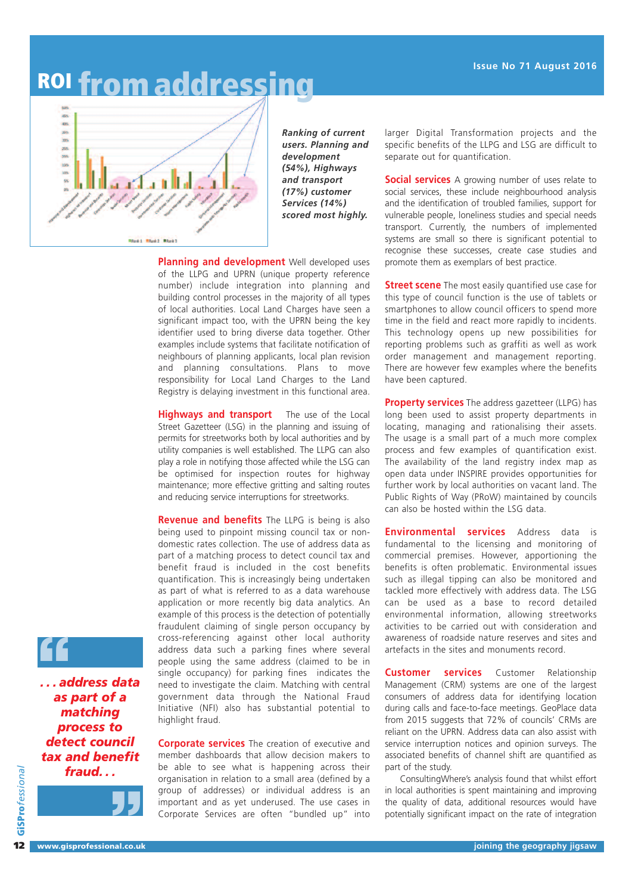# ROI from addressing

*Ranking of current users. Planning and development (54%), Highways and transport (17%) customer Services (14%) scored most highly.*

**Planning and development** Well developed uses of the LLPG and UPRN (unique property reference number) include integration into planning and building control processes in the majority of all types of local authorities. Local Land Charges have seen a significant impact too, with the UPRN being the key identifier used to bring diverse data together. Other examples include systems that facilitate notification of neighbours of planning applicants, local plan revision and planning consultations. Plans to move responsibility for Local Land Charges to the Land Registry is delaying investment in this functional area.

**Highways and transport** The use of the Local Street Gazetteer (LSG) in the planning and issuing of permits for streetworks both by local authorities and by utility companies is well established. The LLPG can also play a role in notifying those affected while the LSG can be optimised for inspection routes for highway maintenance; more effective gritting and salting routes and reducing service interruptions for streetworks.

**Revenue and benefits** The LLPG is being is also being used to pinpoint missing council tax or non-domestic rates collection. The use of address data as part of a matching process to detect council tax and benefit fraud is included in the cost benefits quantification. This is increasingly being undertaken as part of what is referred to as a data warehouse application or more recently big data analytics. An example of this process is the detection of potentially fraudulent claiming of single person occupancy by cross-referencing against other local authority address data such a parking fines where several people using the same address (claimed to be in single occupancy) for parking fines indicates the need to investigate the claim. Matching with central government data through the National Fraud Initiative (NFI) also has substantial potential to highlight fraud.

> *. . . address data as part of a matching process to detect council tax and benefit fraud. . .*

**Corporate services** The creation of executive and member dashboards that allow decision makers to be able to see what is happening across their organisation in relation to a small area (defined by a group of addresses) or individual address is an important and as yet underused. The use cases in Corporate Services are often "bundled up" into larger Digital Transformation projects and the specific benefits of the LLPG and LSG are difficult to separate out for quantification.

**Social services** A growing number of uses relate to social services, these include neighbourhood analysis and the identification of troubled families, support for vulnerable people, loneliness studies and special needs transport. Currently, the numbers of implemented systems are small so there is significant potential to recognise these successes, create case studies and promote them as exemplars of best practice.

**Street scene** The most easily quantified use case for this type of council function is the use of tablets or smartphones to allow council officers to spend more time in the field and react more rapidly to incidents. This technology opens up new possibilities for reporting problems such as graffiti as well as work order management and management reporting. There are however few examples where the benefits have been captured.

**Property services** The address gazetteer (LLPG) has long been used to assist property departments in locating, managing and rationalising their assets. The usage is a small part of a much more complex process and few examples of quantification exist. The availability of the land registry index map as open data under INSPIRE provides opportunities for further work by local authorities on vacant land. The Public Rights of Way (PRoW) maintained by councils can also be hosted within the LSG data.

**Environmental services** Address data is fundamental to the licensing and monitoring of commercial premises. However, apportioning the benefits is often problematic. Environmental issues such as illegal tipping can also be monitored and tackled more effectively with address data. The LSG can be used as a base to record detailed environmental information, allowing streetworks activities to be carried out with consideration and awareness of roadside nature reserves and sites and artefacts in the sites and monuments record.

**Customer services** Customer Relationship Management (CRM) systems are one of the largest consumers of address data for identifying location during calls and face-to-face meetings. GeoPlace data from 2015 suggests that 72% of councils' CRMs are reliant on the UPRN. Address data can also assist with service interruption notices and opinion surveys. The associated benefits of channel shift are quantified as part of the study.

ConsultingWhere's analysis found that whilst effort in local authorities is spent maintaining and improving the quality of data, additional resources would have potentially significant impact on the rate of integration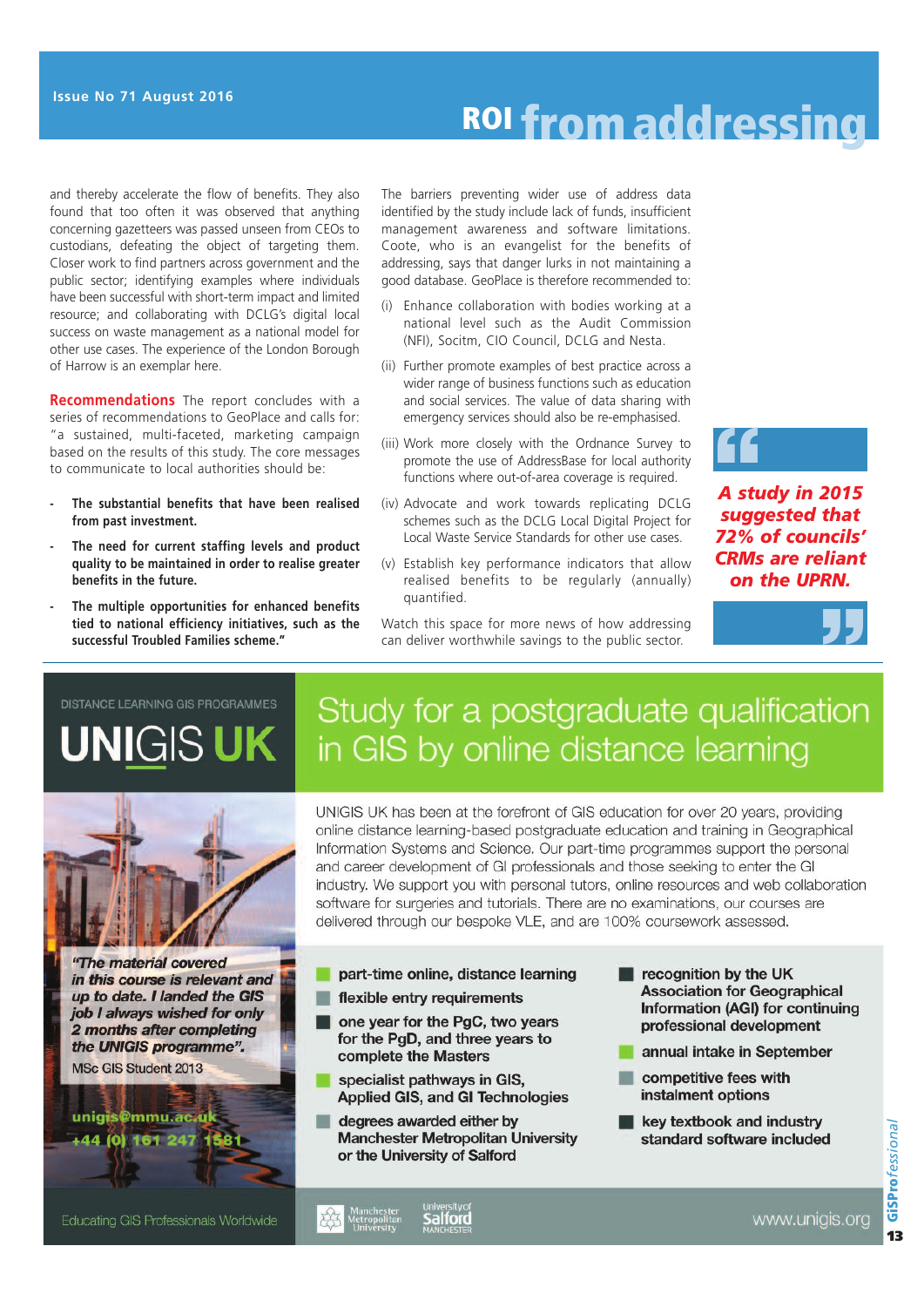# ROI from addressing

and thereby accelerate the flow of benefits. They also found that too often it was observed that anything concerning gazetteers was passed unseen from CEOs to custodians, defeating the object of targeting them. Closer work to find partners across government and the public sector; identifying examples where individuals have been successful with short-term impact and limited resource; and collaborating with DCLG's digital local success on waste management as a national model for other use cases. The experience of the London Borough of Harrow is an exemplar here.

**Recommendations** The report concludes with a series of recommendations to GeoPlace and calls for: "a sustained, multi-faceted, marketing campaign based on the results of this study. The core messages to communicate to local authorities should be:

- **The substantial benefits that have been realised from past investment.**
- **The need for current staffing levels and product quality to be maintained in order to realise greater benefits in the future.**
- **The multiple opportunities for enhanced benefits tied to national efficiency initiatives, such as the successful Troubled Families scheme."**

The barriers preventing wider use of address data identified by the study include lack of funds, insufficient management awareness and software limitations. Coote, who is an evangelist for the benefits of addressing, says that danger lurks in not maintaining a good database. GeoPlace is therefore recommended to:

(i) Enhance collaboration with bodies working at a national level such as the Audit Commission (NFI), Socitm, CIO Council, DCLG and Nesta.

(ii) Further promote examples of best practice across a wider range of business functions such as education and social services. The value of data sharing with emergency services should also be re-emphasised.

(iii) Work more closely with the Ordnance Survey to promote the use of AddressBase for local authority functions where out-of-area coverage is required.

(iv) Advocate and work towards replicating DCLG schemes such as the DCLG Local Digital Project for Local Waste Service Standards for other use cases.

(v) Establish key performance indicators that allow realised benefits to be regularly (annually) quantified.

Watch this space for more news of how addressing can deliver worthwhile savings to the public sector.

> ***A study in 2015 suggested that 72% of councils' CRMs are reliant on the UPRN.***

---

DISTANCE LEARNING GIS PROGRAMMES

## UNIGIS UK

## Study for a postgraduate qualification in GIS by online distance learning

UNIGIS UK has been at the forefront of GIS education for over 20 years, providing online distance learning-based postgraduate education and training in Geographical Information Systems and Science. Our part-time programmes support the personal and career development of GI professionals and those seeking to enter the GI industry. We support you with personal tutors, online resources and web collaboration software for surgeries and tutorials. There are no examinations, our courses are delivered through our bespoke VLE, and are 100% coursework assessed.

- **part-time online, distance learning**
- **flexible entry requirements**
- **one year for the PgC, two years for the PgD, and three years to complete the Masters**
- **specialist pathways in GIS, Applied GIS, and GI Technologies**
- **degrees awarded either by Manchester Metropolitan University or the University of Salford**
- **recognition by the UK Association for Geographical Information (AGI) for continuing professional development**
- **annual intake in September**
- **competitive fees with instalment options**
- **key textbook and industry standard software included**

***"The material covered in this course is relevant and up to date. I landed the GIS job I always wished for only 2 months after completing the UNIGIS programme".***

MSc GIS Student 2013

unigis@mmu.ac.uk
+44 (0) 161 247 1581

Educating GIS Professionals Worldwide

Manchester Metropolitan University | University of Salford MANCHESTER

www.unigis.org